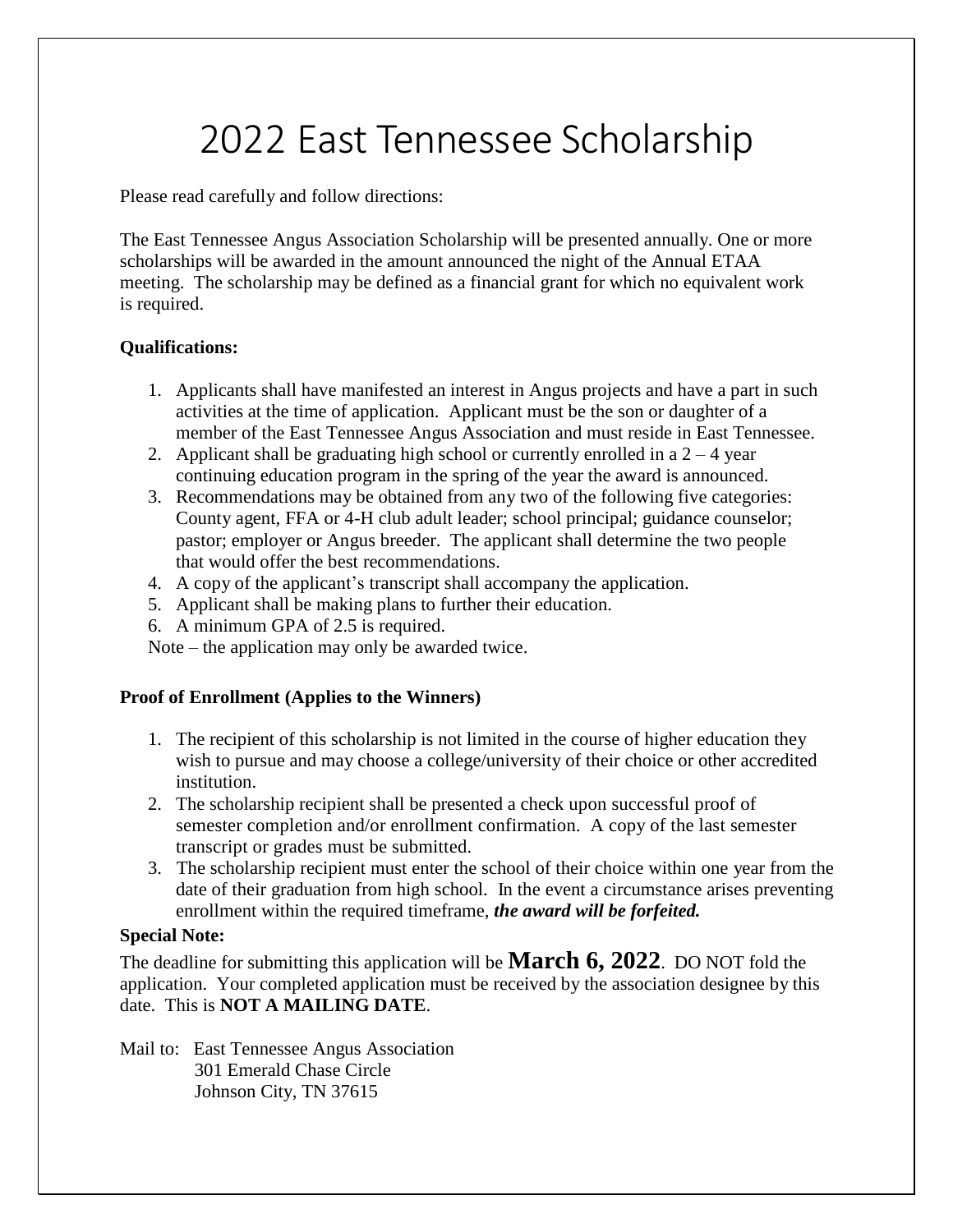# 2022 East Tennessee Scholarship

Please read carefully and follow directions:

The East Tennessee Angus Association Scholarship will be presented annually. One or more scholarships will be awarded in the amount announced the night of the Annual ETAA meeting. The scholarship may be defined as a financial grant for which no equivalent work is required.

**Qualifications:**

1. Applicants shall have manifested an interest in Angus projects and have a part in such activities at the time of application. Applicant must be the son or daughter of a member of the East Tennessee Angus Association and must reside in East Tennessee.
2. Applicant shall be graduating high school or currently enrolled in a 2 – 4 year continuing education program in the spring of the year the award is announced.
3. Recommendations may be obtained from any two of the following five categories: County agent, FFA or 4-H club adult leader; school principal; guidance counselor; pastor; employer or Angus breeder. The applicant shall determine the two people that would offer the best recommendations.
4. A copy of the applicant's transcript shall accompany the application.
5. Applicant shall be making plans to further their education.
6. A minimum GPA of 2.5 is required.

Note – the application may only be awarded twice.

**Proof of Enrollment (Applies to the Winners)**

1. The recipient of this scholarship is not limited in the course of higher education they wish to pursue and may choose a college/university of their choice or other accredited institution.
2. The scholarship recipient shall be presented a check upon successful proof of semester completion and/or enrollment confirmation. A copy of the last semester transcript or grades must be submitted.
3. The scholarship recipient must enter the school of their choice within one year from the date of their graduation from high school. In the event a circumstance arises preventing enrollment within the required timeframe, ***the award will be forfeited.***

**Special Note:**

The deadline for submitting this application will be **March 6, 2022**. DO NOT fold the application. Your completed application must be received by the association designee by this date. This is **NOT A MAILING DATE**.

Mail to: East Tennessee Angus Association
301 Emerald Chase Circle
Johnson City, TN 37615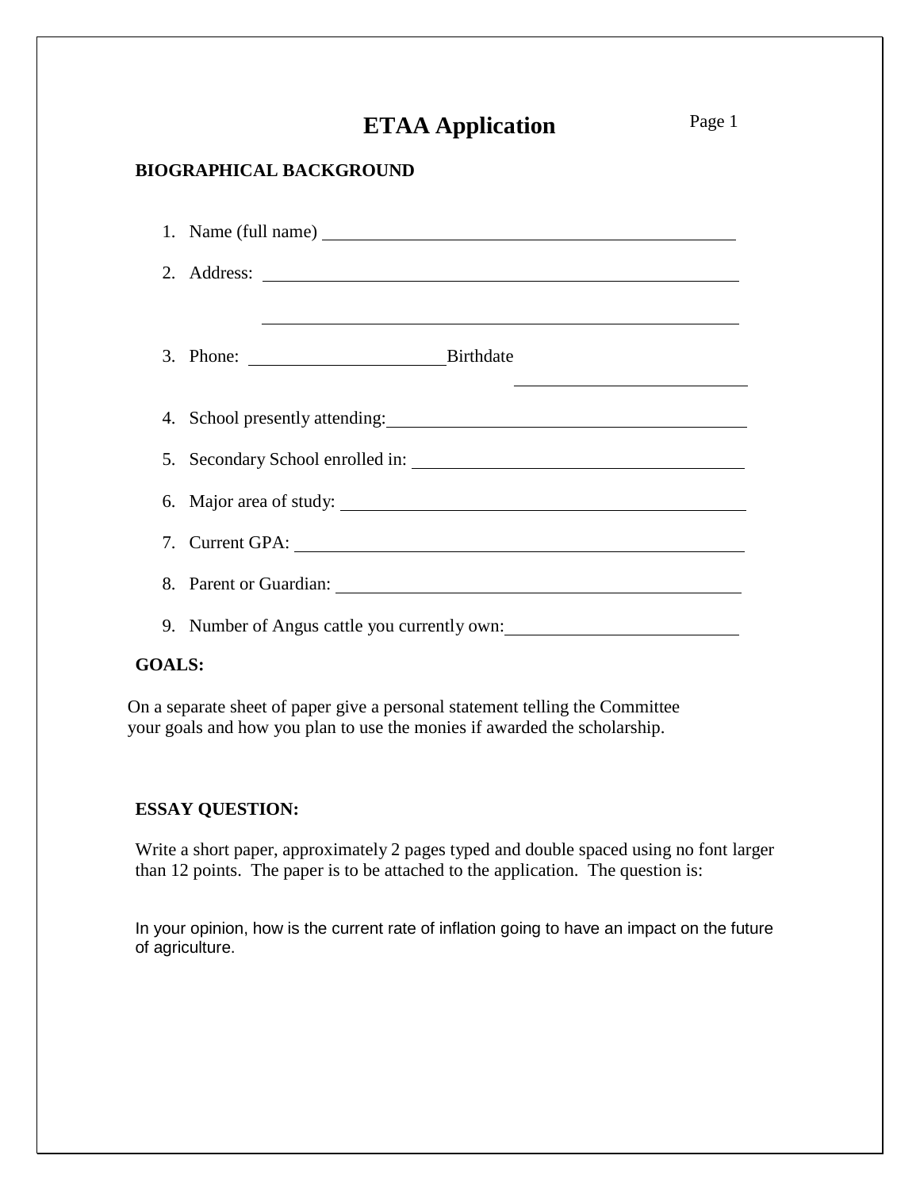# ETAA Application

**BIOGRAPHICAL BACKGROUND**

1. Name (full name) \_\_\_\_\_\_\_\_\_\_\_\_\_\_\_\_\_\_\_\_\_\_\_\_\_\_\_\_\_\_\_\_\_\_\_\_\_\_\_\_
2. Address: \_\_\_\_\_\_\_\_\_\_\_\_\_\_\_\_\_\_\_\_\_\_\_\_\_\_\_\_\_\_\_\_\_\_\_\_\_\_\_\_
   \_\_\_\_\_\_\_\_\_\_\_\_\_\_\_\_\_\_\_\_\_\_\_\_\_\_\_\_\_\_\_\_\_\_\_\_\_\_\_\_
3. Phone: \_\_\_\_\_\_\_\_\_\_\_\_\_\_\_\_\_\_\_\_ Birthdate \_\_\_\_\_\_\_\_\_\_\_\_\_\_\_\_\_\_\_\_
4. School presently attending: \_\_\_\_\_\_\_\_\_\_\_\_\_\_\_\_\_\_\_\_\_\_\_\_\_\_\_\_\_\_\_\_\_\_\_\_
5. Secondary School enrolled in: \_\_\_\_\_\_\_\_\_\_\_\_\_\_\_\_\_\_\_\_\_\_\_\_\_\_\_\_\_\_\_\_\_\_
6. Major area of study: \_\_\_\_\_\_\_\_\_\_\_\_\_\_\_\_\_\_\_\_\_\_\_\_\_\_\_\_\_\_\_\_\_\_\_\_\_\_\_\_
7. Current GPA: \_\_\_\_\_\_\_\_\_\_\_\_\_\_\_\_\_\_\_\_\_\_\_\_\_\_\_\_\_\_\_\_\_\_\_\_\_\_\_\_\_\_\_\_
8. Parent or Guardian: \_\_\_\_\_\_\_\_\_\_\_\_\_\_\_\_\_\_\_\_\_\_\_\_\_\_\_\_\_\_\_\_\_\_\_\_\_\_\_\_
9. Number of Angus cattle you currently own: \_\_\_\_\_\_\_\_\_\_\_\_\_\_\_\_\_\_\_\_\_\_

**GOALS:**

On a separate sheet of paper give a personal statement telling the Committee your goals and how you plan to use the monies if awarded the scholarship.

**ESSAY QUESTION:**

Write a short paper, approximately 2 pages typed and double spaced using no font larger than 12 points. The paper is to be attached to the application. The question is:

In your opinion, how is the current rate of inflation going to have an impact on the future of agriculture.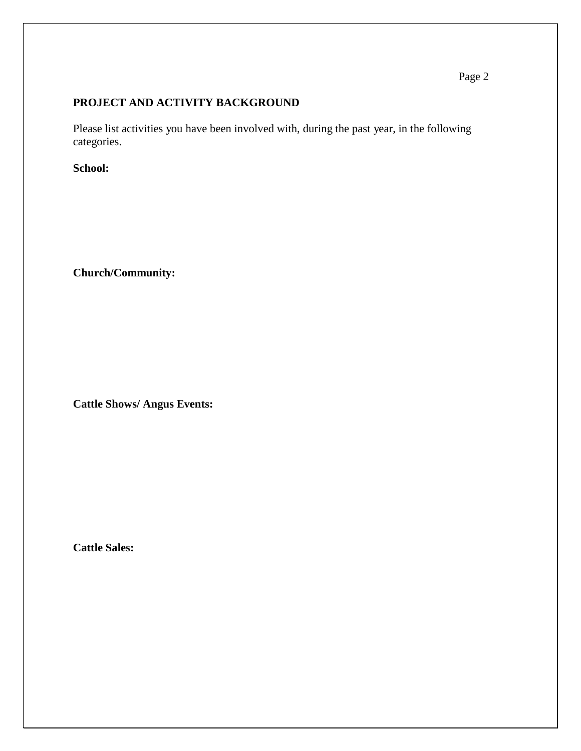**PROJECT AND ACTIVITY BACKGROUND**

Please list activities you have been involved with, during the past year, in the following categories.

**School:**

**Church/Community:**

**Cattle Shows/ Angus Events:**

**Cattle Sales:**